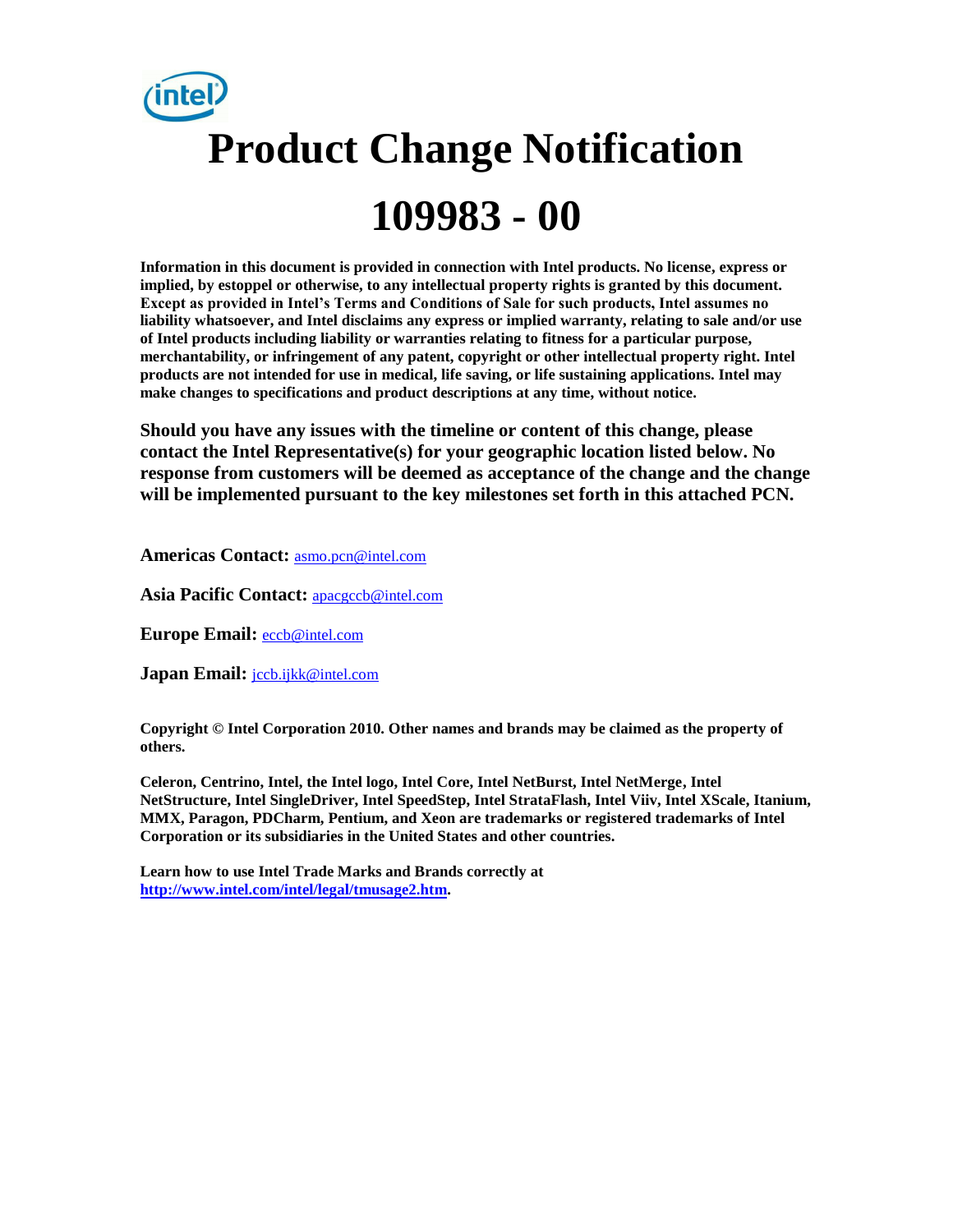# Product Change Notification

# 109983 - 00

**Information in this document is provided in connection with Intel products. No license, express or implied, by estoppel or otherwise, to any intellectual property rights is granted by this document. Except as provided in Intel's Terms and Conditions of Sale for such products, Intel assumes no liability whatsoever, and Intel disclaims any express or implied warranty, relating to sale and/or use of Intel products including liability or warranties relating to fitness for a particular purpose, merchantability, or infringement of any patent, copyright or other intellectual property right. Intel products are not intended for use in medical, life saving, or life sustaining applications. Intel may make changes to specifications and product descriptions at any time, without notice.**

**Should you have any issues with the timeline or content of this change, please contact the Intel Representative(s) for your geographic location listed below. No response from customers will be deemed as acceptance of the change and the change will be implemented pursuant to the key milestones set forth in this attached PCN.**

**Americas Contact:** asmo.pcn@intel.com

**Asia Pacific Contact:** apacgccb@intel.com

**Europe Email:** eccb@intel.com

**Japan Email:** jccb.ijkk@intel.com

**Copyright © Intel Corporation 2010. Other names and brands may be claimed as the property of others.**

**Celeron, Centrino, Intel, the Intel logo, Intel Core, Intel NetBurst, Intel NetMerge, Intel NetStructure, Intel SingleDriver, Intel SpeedStep, Intel StrataFlash, Intel Viiv, Intel XScale, Itanium, MMX, Paragon, PDCharm, Pentium, and Xeon are trademarks or registered trademarks of Intel Corporation or its subsidiaries in the United States and other countries.**

**Learn how to use Intel Trade Marks and Brands correctly at http://www.intel.com/intel/legal/tmusage2.htm.**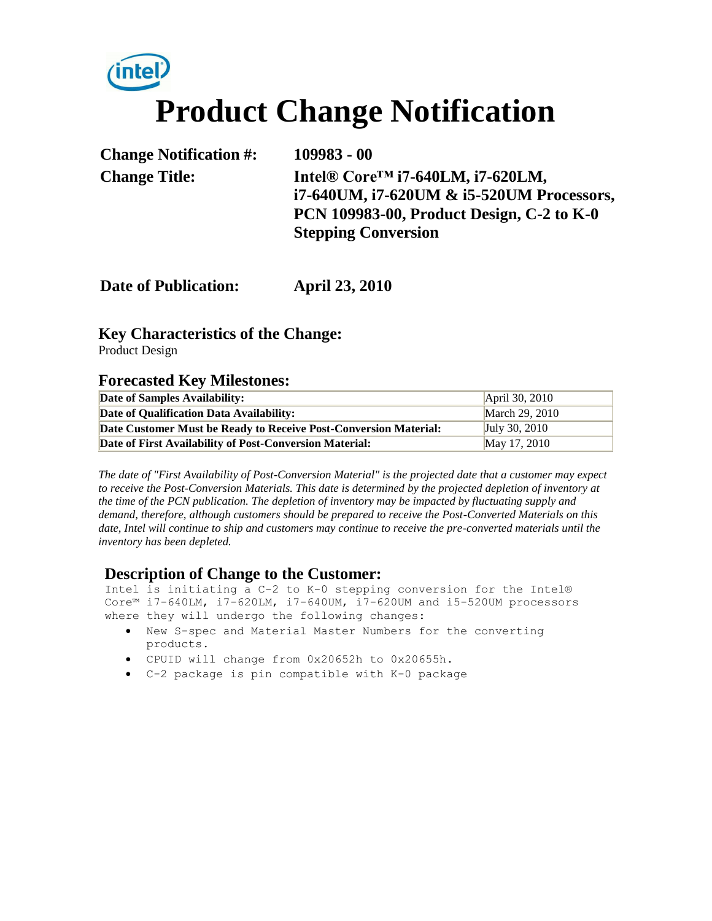# Product Change Notification

**Change Notification #:** 109983 - 00

**Change Title:** Intel® Core™ i7-640LM, i7-620LM, i7-640UM, i7-620UM & i5-520UM Processors, PCN 109983-00, Product Design, C-2 to K-0 Stepping Conversion

**Date of Publication:** April 23, 2010

## Key Characteristics of the Change:

Product Design

## Forecasted Key Milestones:

| | |
|---|---|
| **Date of Samples Availability:** | April 30, 2010 |
| **Date of Qualification Data Availability:** | March 29, 2010 |
| **Date Customer Must be Ready to Receive Post-Conversion Material:** | July 30, 2010 |
| **Date of First Availability of Post-Conversion Material:** | May 17, 2010 |

*The date of "First Availability of Post-Conversion Material" is the projected date that a customer may expect to receive the Post-Conversion Materials. This date is determined by the projected depletion of inventory at the time of the PCN publication. The depletion of inventory may be impacted by fluctuating supply and demand, therefore, although customers should be prepared to receive the Post-Converted Materials on this date, Intel will continue to ship and customers may continue to receive the pre-converted materials until the inventory has been depleted.*

## Description of Change to the Customer:

Intel is initiating a C-2 to K-0 stepping conversion for the Intel® Core™ i7-640LM, i7-620LM, i7-640UM, i7-620UM and i5-520UM processors where they will undergo the following changes:

- New S-spec and Material Master Numbers for the converting products.
- CPUID will change from 0x20652h to 0x20655h.
- C-2 package is pin compatible with K-0 package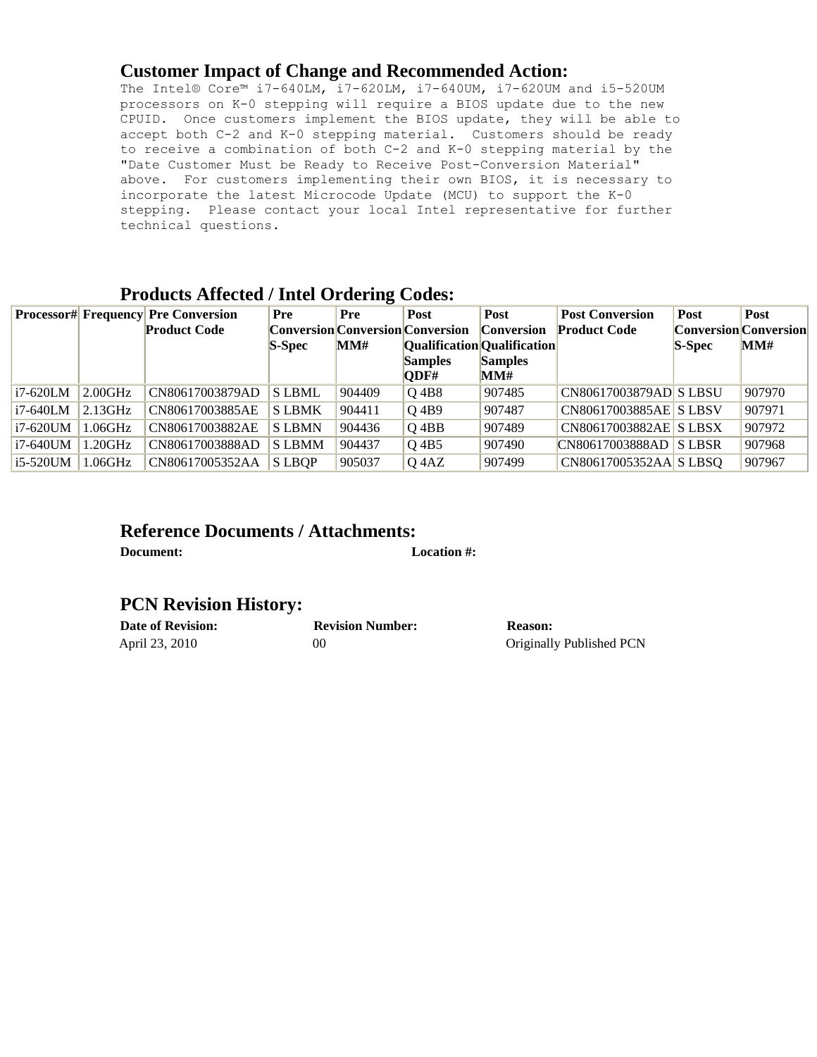## Customer Impact of Change and Recommended Action:

The Intel® Core™ i7-640LM, i7-620LM, i7-640UM, i7-620UM and i5-520UM processors on K-0 stepping will require a BIOS update due to the new CPUID. Once customers implement the BIOS update, they will be able to accept both C-2 and K-0 stepping material. Customers should be ready to receive a combination of both C-2 and K-0 stepping material by the "Date Customer Must be Ready to Receive Post-Conversion Material" above. For customers implementing their own BIOS, it is necessary to incorporate the latest Microcode Update (MCU) to support the K-0 stepping. Please contact your local Intel representative for further technical questions.

## Products Affected / Intel Ordering Codes:

| Processor# | Frequency | Pre Conversion Product Code | Pre Conversion S-Spec | Pre Conversion MM# | Post Conversion Qualification Samples QDF# | Post Conversion Qualification Samples MM# | Post Conversion Product Code | Post Conversion S-Spec | Post Conversion MM# |
|---|---|---|---|---|---|---|---|---|---|
| i7-620LM | 2.00GHz | CN80617003879AD | S LBML | 904409 | Q 4B8 | 907485 | CN80617003879AD | S LBSU | 907970 |
| i7-640LM | 2.13GHz | CN80617003885AE | S LBMK | 904411 | Q 4B9 | 907487 | CN80617003885AE | S LBSV | 907971 |
| i7-620UM | 1.06GHz | CN80617003882AE | S LBMN | 904436 | Q 4BB | 907489 | CN80617003882AE | S LBSX | 907972 |
| i7-640UM | 1.20GHz | CN80617003888AD | S LBMM | 904437 | Q 4B5 | 907490 | CN80617003888AD | S LBSR | 907968 |
| i5-520UM | 1.06GHz | CN80617005352AA | S LBQP | 905037 | Q 4AZ | 907499 | CN80617005352AA | S LBSQ | 907967 |

## Reference Documents / Attachments:

**Document:** **Location #:**

## PCN Revision History:

| Date of Revision: | Revision Number: | Reason: |
|---|---|---|
| April 23, 2010 | 00 | Originally Published PCN |